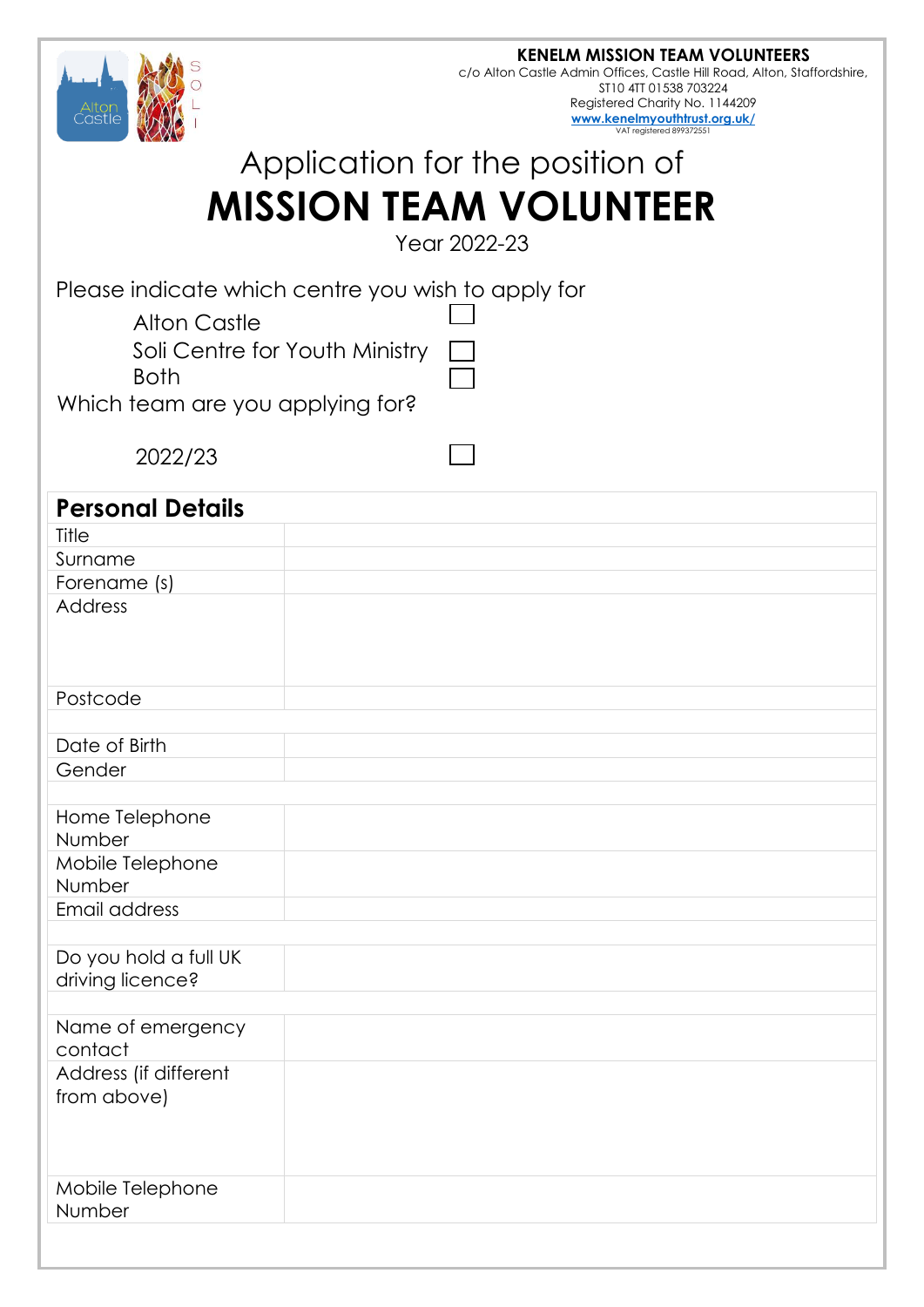**KENELM MISSION TEAM VOLUNTEERS**
c/o Alton Castle Admin Offices, Castle Hill Road, Alton, Staffordshire, ST10 4TT 01538 703224
Registered Charity No. 1144209
www.kenelmyouthtrust.org.uk/
VAT registered 899372551

# Application for the position of
# MISSION TEAM VOLUNTEER

Year 2022-23

Please indicate which centre you wish to apply for

- Alton Castle ☐
- Soli Centre for Youth Ministry ☐
- Both ☐

Which team are you applying for?

- 2022/23 ☐

| **Personal Details** | |
|---|---|
| Title | |
| Surname | |
| Forename (s) | |
| Address | |
| Postcode | |
| | |
| Date of Birth | |
| Gender | |
| | |
| Home Telephone Number | |
| Mobile Telephone Number | |
| Email address | |
| | |
| Do you hold a full UK driving licence? | |
| | |
| Name of emergency contact | |
| Address (if different from above) | |
| Mobile Telephone Number | |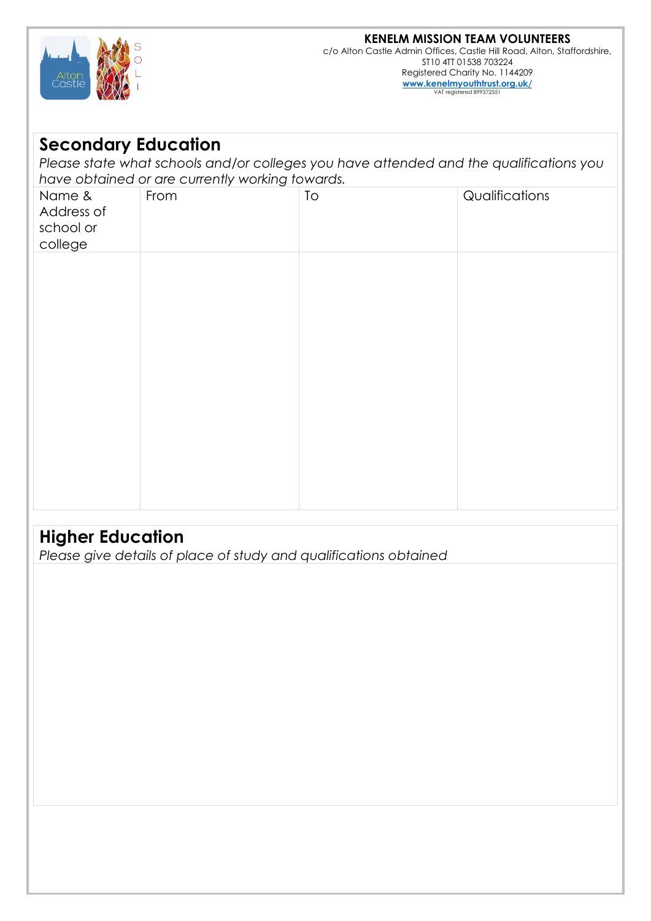**KENELM MISSION TEAM VOLUNTEERS**
c/o Alton Castle Admin Offices, Castle Hill Road, Alton, Staffordshire, ST10 4TT 01538 703224
Registered Charity No. 1144209
www.kenelmyouthtrust.org.uk/
VAT registered 899372551

## Secondary Education

*Please state what schools and/or colleges you have attended and the qualifications you have obtained or are currently working towards.*

| Name & Address of school or college | From | To | Qualifications |
|---|---|---|---|
| | | | |

## Higher Education

*Please give details of place of study and qualifications obtained*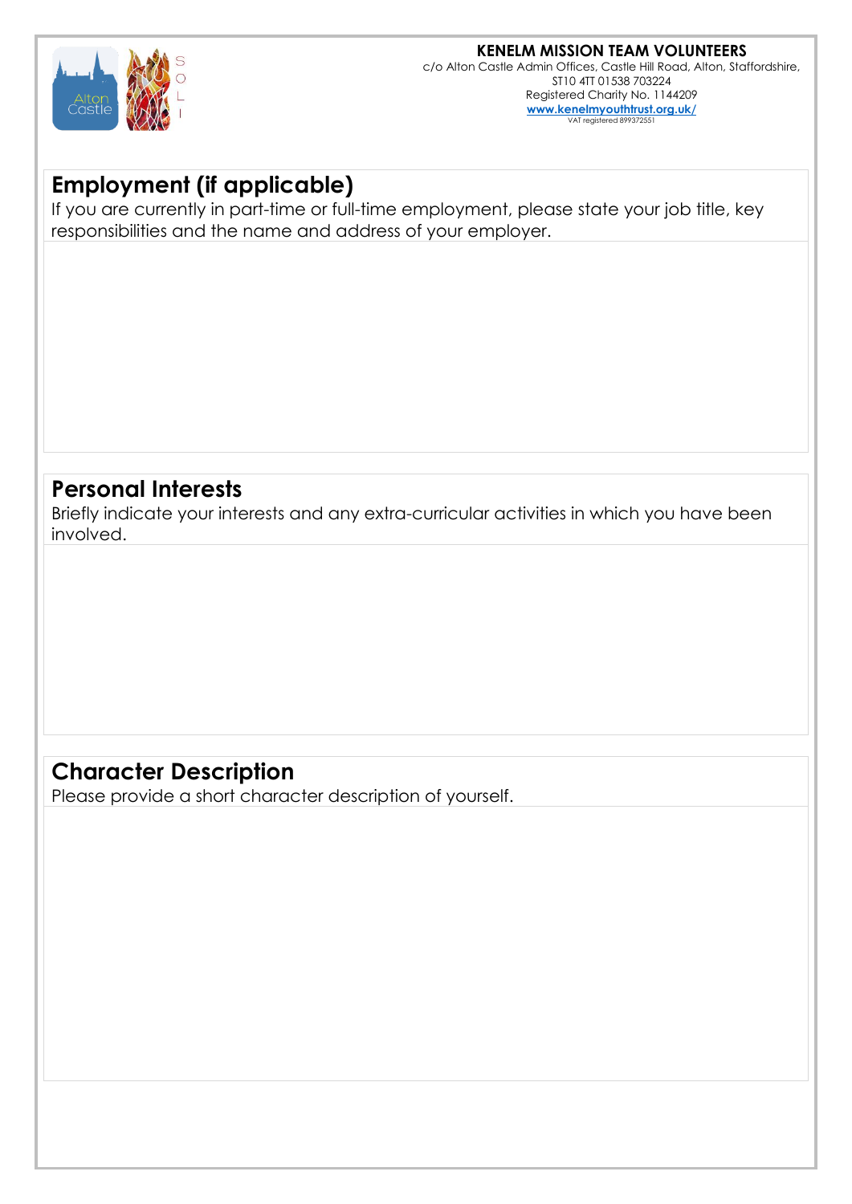**KENELM MISSION TEAM VOLUNTEERS**
c/o Alton Castle Admin Offices, Castle Hill Road, Alton, Staffordshire, ST10 4TT 01538 703224
Registered Charity No. 1144209
www.kenelmyouthtrust.org.uk/
VAT registered 899372551

## Employment (if applicable)

If you are currently in part-time or full-time employment, please state your job title, key responsibilities and the name and address of your employer.

## Personal Interests

Briefly indicate your interests and any extra-curricular activities in which you have been involved.

## Character Description

Please provide a short character description of yourself.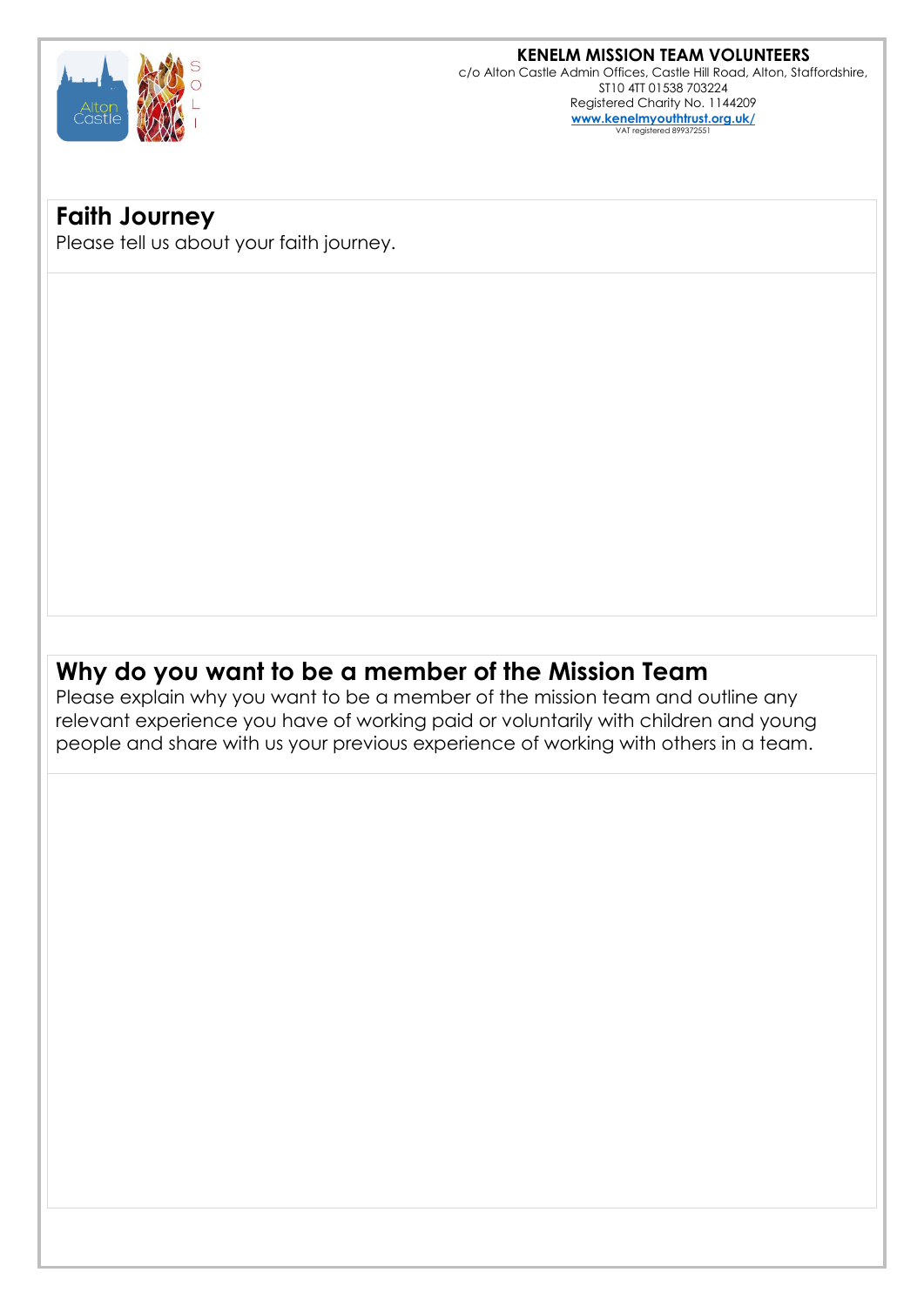**KENELM MISSION TEAM VOLUNTEERS**
c/o Alton Castle Admin Offices, Castle Hill Road, Alton, Staffordshire, ST10 4TT 01538 703224
Registered Charity No. 1144209
**www.kenelmyouthtrust.org.uk/**
VAT registered 899372551

## Faith Journey

Please tell us about your faith journey.

## Why do you want to be a member of the Mission Team

Please explain why you want to be a member of the mission team and outline any relevant experience you have of working paid or voluntarily with children and young people and share with us your previous experience of working with others in a team.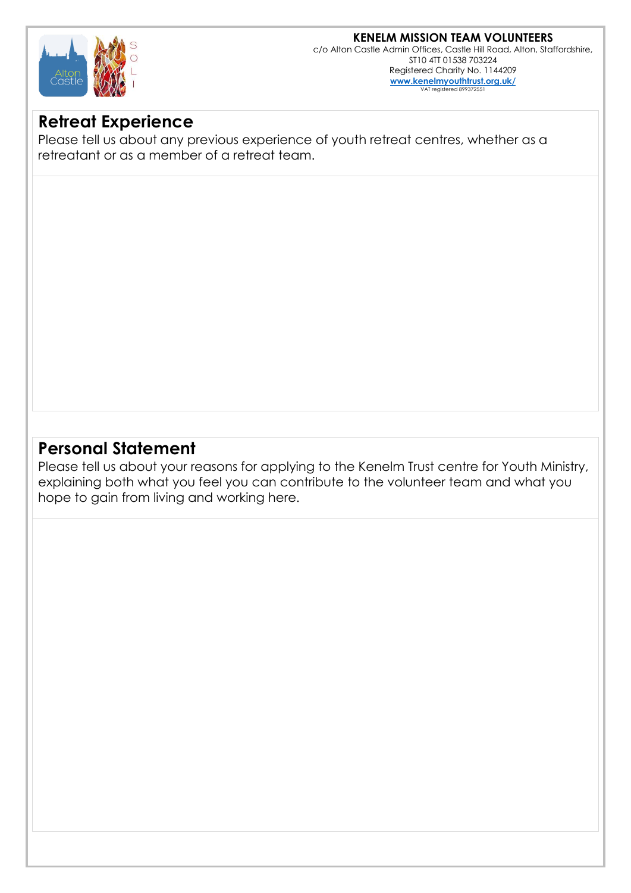**KENELM MISSION TEAM VOLUNTEERS**
c/o Alton Castle Admin Offices, Castle Hill Road, Alton, Staffordshire, ST10 4TT 01538 703224
Registered Charity No. 1144209
www.kenelmyouthtrust.org.uk/
VAT registered 899372551

## Retreat Experience

Please tell us about any previous experience of youth retreat centres, whether as a retreatant or as a member of a retreat team.

## Personal Statement

Please tell us about your reasons for applying to the Kenelm Trust centre for Youth Ministry, explaining both what you feel you can contribute to the volunteer team and what you hope to gain from living and working here.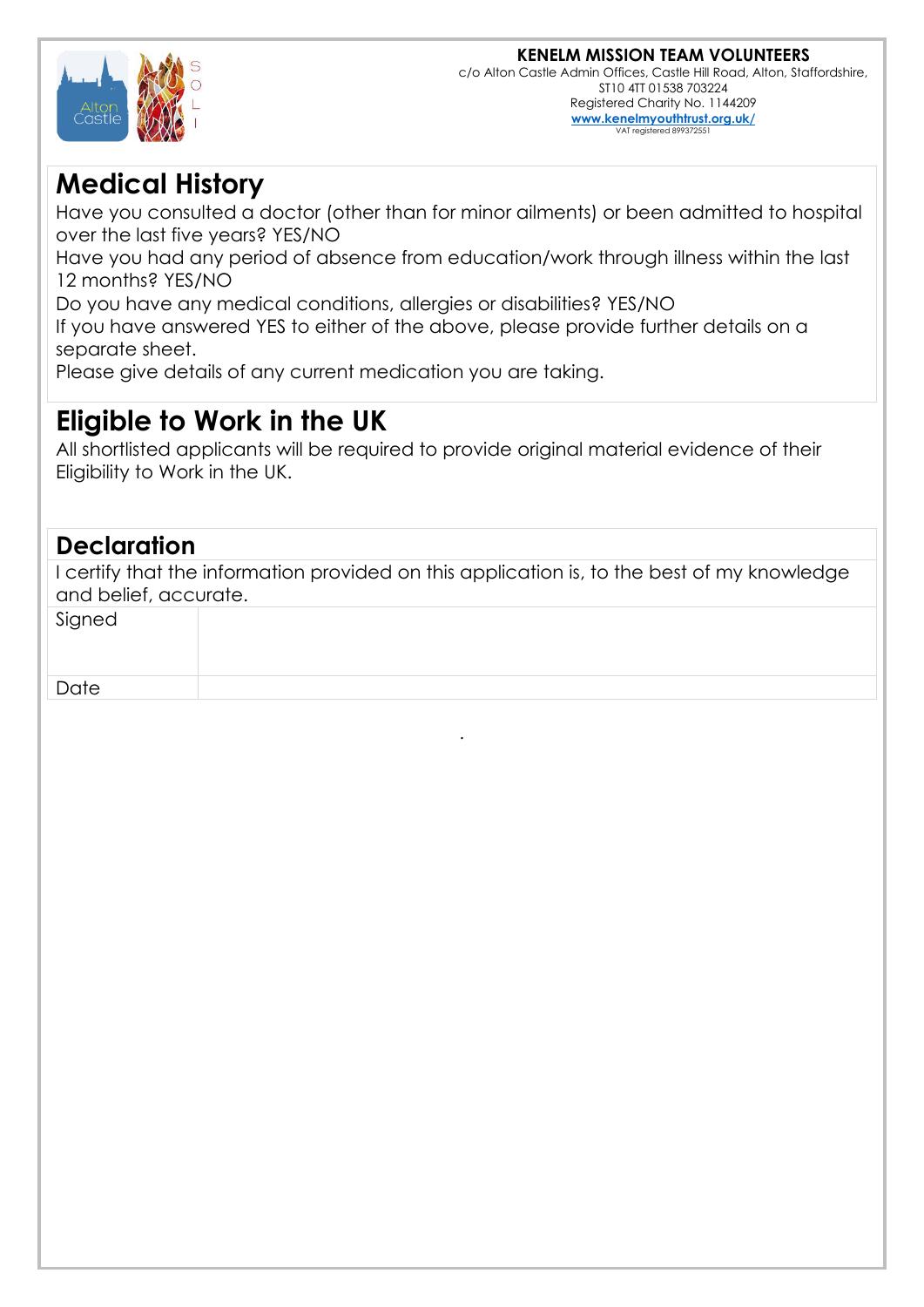**KENELM MISSION TEAM VOLUNTEERS**
c/o Alton Castle Admin Offices, Castle Hill Road, Alton, Staffordshire, ST10 4TT 01538 703224
Registered Charity No. 1144209
[www.kenelmyouthtrust.org.uk/](http://www.kenelmyouthtrust.org.uk/)
VAT registered 899372551

# Medical History

Have you consulted a doctor (other than for minor ailments) or been admitted to hospital over the last five years? YES/NO
Have you had any period of absence from education/work through illness within the last 12 months? YES/NO
Do you have any medical conditions, allergies or disabilities? YES/NO
If you have answered YES to either of the above, please provide further details on a separate sheet.
Please give details of any current medication you are taking.

# Eligible to Work in the UK

All shortlisted applicants will be required to provide original material evidence of their Eligibility to Work in the UK.

## Declaration

I certify that the information provided on this application is, to the best of my knowledge and belief, accurate.

| | |
|---|---|
| Signed | |
| Date | |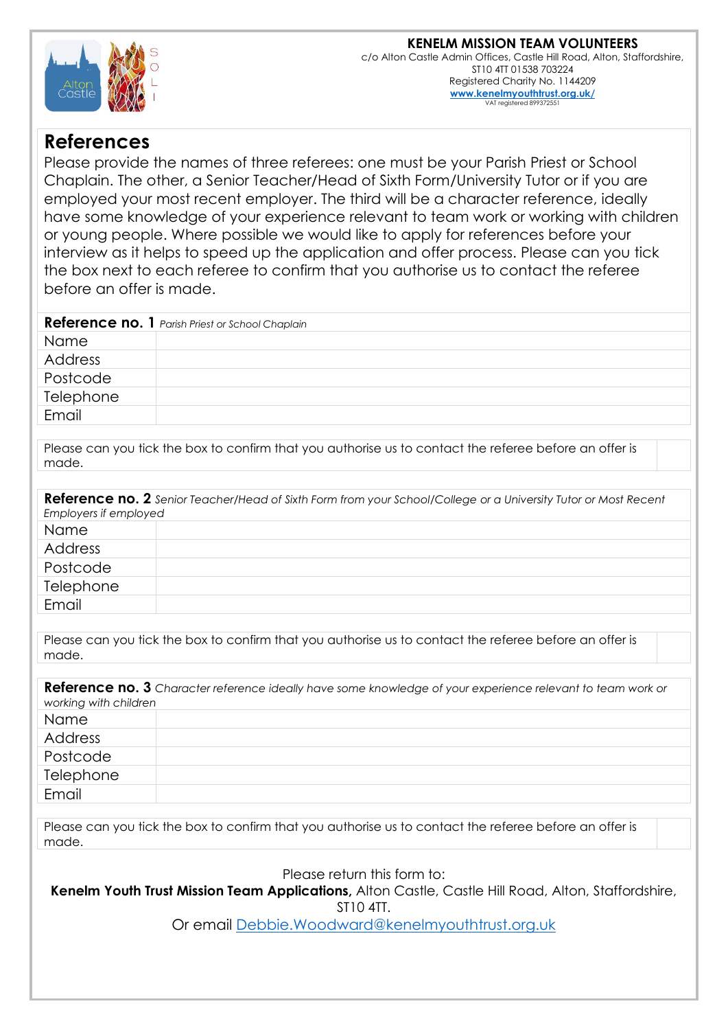**KENELM MISSION TEAM VOLUNTEERS**
c/o Alton Castle Admin Offices, Castle Hill Road, Alton, Staffordshire, ST10 4TT 01538 703224
Registered Charity No. 1144209
**www.kenelmyouthtrust.org.uk/**
VAT registered 899372551

## References

Please provide the names of three referees: one must be your Parish Priest or School Chaplain. The other, a Senior Teacher/Head of Sixth Form/University Tutor or if you are employed your most recent employer. The third will be a character reference, ideally have some knowledge of your experience relevant to team work or working with children or young people. Where possible we would like to apply for references before your interview as it helps to speed up the application and offer process. Please can you tick the box next to each referee to confirm that you authorise us to contact the referee before an offer is made.

| **Reference no. 1** *Parish Priest or School Chaplain* | |
|---|---|
| Name | |
| Address | |
| Postcode | |
| Telephone | |
| Email | |

| | |
|---|---|
| Please can you tick the box to confirm that you authorise us to contact the referee before an offer is made. | |

| **Reference no. 2** *Senior Teacher/Head of Sixth Form from your School/College or a University Tutor or Most Recent Employers if employed* | |
|---|---|
| Name | |
| Address | |
| Postcode | |
| Telephone | |
| Email | |

| | |
|---|---|
| Please can you tick the box to confirm that you authorise us to contact the referee before an offer is made. | |

| **Reference no. 3** *Character reference ideally have some knowledge of your experience relevant to team work or working with children* | |
|---|---|
| Name | |
| Address | |
| Postcode | |
| Telephone | |
| Email | |

| | |
|---|---|
| Please can you tick the box to confirm that you authorise us to contact the referee before an offer is made. | |

Please return this form to:
**Kenelm Youth Trust Mission Team Applications,** Alton Castle, Castle Hill Road, Alton, Staffordshire, ST10 4TT.
Or email Debbie.Woodward@kenelmyouthtrust.org.uk